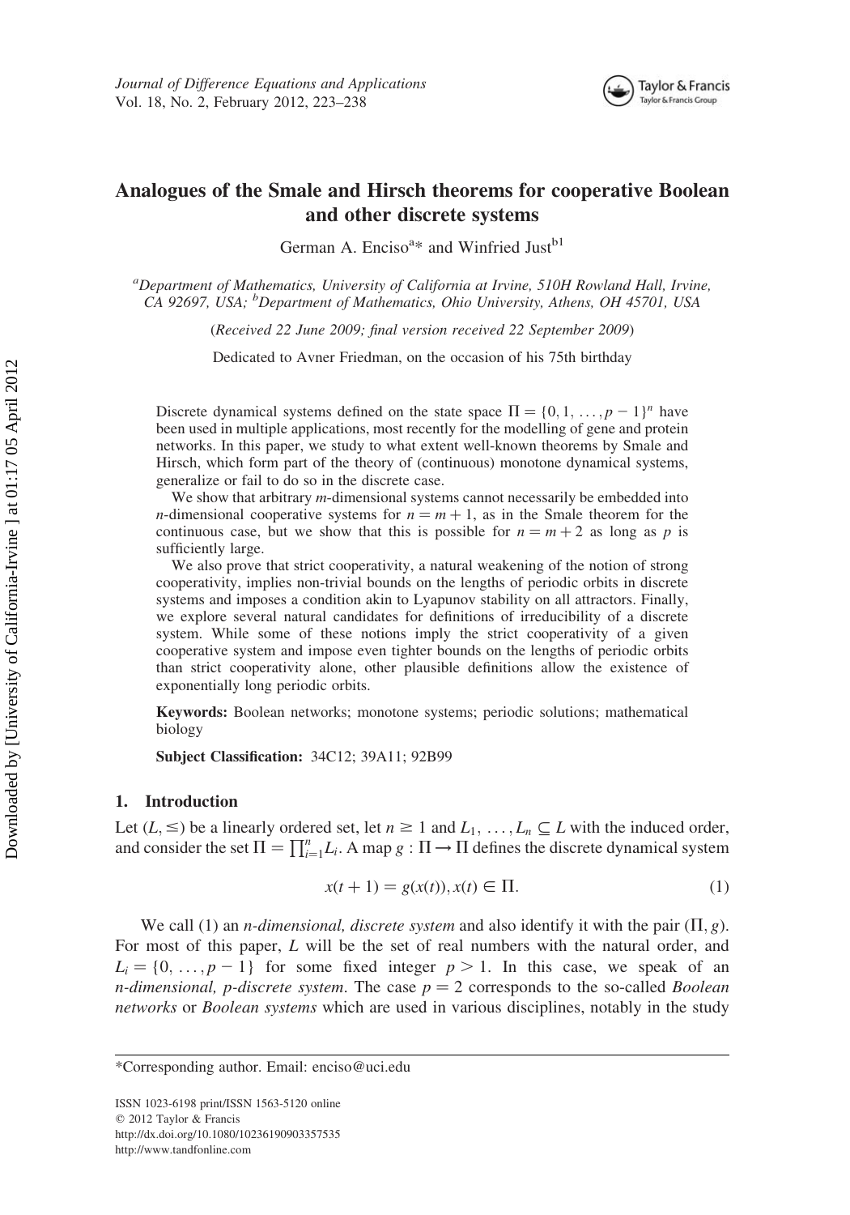# Analogues of the Smale and Hirsch theorems for cooperative Boolean and other discrete systems

German A. Enciso[a]* and Winfried Just[b1]

[a]Department of Mathematics, University of California at Irvine, 510H Rowland Hall, Irvine, CA 92697, USA; [b]Department of Mathematics, Ohio University, Athens, OH 45701, USA

(Received 22 June 2009; final version received 22 September 2009)

Dedicated to Avner Friedman, on the occasion of his 75th birthday

Discrete dynamical systems defined on the state space $\Pi = \{0, 1, \ldots, p-1\}^n$ have been used in multiple applications, most recently for the modelling of gene and protein networks. In this paper, we study to what extent well-known theorems by Smale and Hirsch, which form part of the theory of (continuous) monotone dynamical systems, generalize or fail to do so in the discrete case.

We show that arbitrary $m$-dimensional systems cannot necessarily be embedded into $n$-dimensional cooperative systems for $n = m + 1$, as in the Smale theorem for the continuous case, but we show that this is possible for $n = m + 2$ as long as $p$ is sufficiently large.

We also prove that strict cooperativity, a natural weakening of the notion of strong cooperativity, implies non-trivial bounds on the lengths of periodic orbits in discrete systems and imposes a condition akin to Lyapunov stability on all attractors. Finally, we explore several natural candidates for definitions of irreducibility of a discrete system. While some of these notions imply the strict cooperativity of a given cooperative system and impose even tighter bounds on the lengths of periodic orbits than strict cooperativity alone, other plausible definitions allow the existence of exponentially long periodic orbits.

**Keywords:** Boolean networks; monotone systems; periodic solutions; mathematical biology

**Subject Classification:** 34C12; 39A11; 92B99

## 1. Introduction

Let $(L, \leq)$ be a linearly ordered set, let $n \geq 1$ and $L_1, \ldots, L_n \subseteq L$ with the induced order, and consider the set $\Pi = \prod_{i=1}^{n} L_i$. A map $g : \Pi \rightarrow \Pi$ defines the discrete dynamical system

$$x(t+1) = g(x(t)), x(t) \in \Pi. \tag{1}$$

We call (1) an *n-dimensional, discrete system* and also identify it with the pair $(\Pi, g)$. For most of this paper, $L$ will be the set of real numbers with the natural order, and $L_i = \{0, \ldots, p-1\}$ for some fixed integer $p > 1$. In this case, we speak of an *n-dimensional, p-discrete system*. The case $p = 2$ corresponds to the so-called *Boolean networks* or *Boolean systems* which are used in various disciplines, notably in the study

*Corresponding author. Email: enciso@uci.edu

ISSN 1023-6198 print/ISSN 1563-5120 online
© 2012 Taylor & Francis
http://dx.doi.org/10.1080/10236190903357535
http://www.tandfonline.com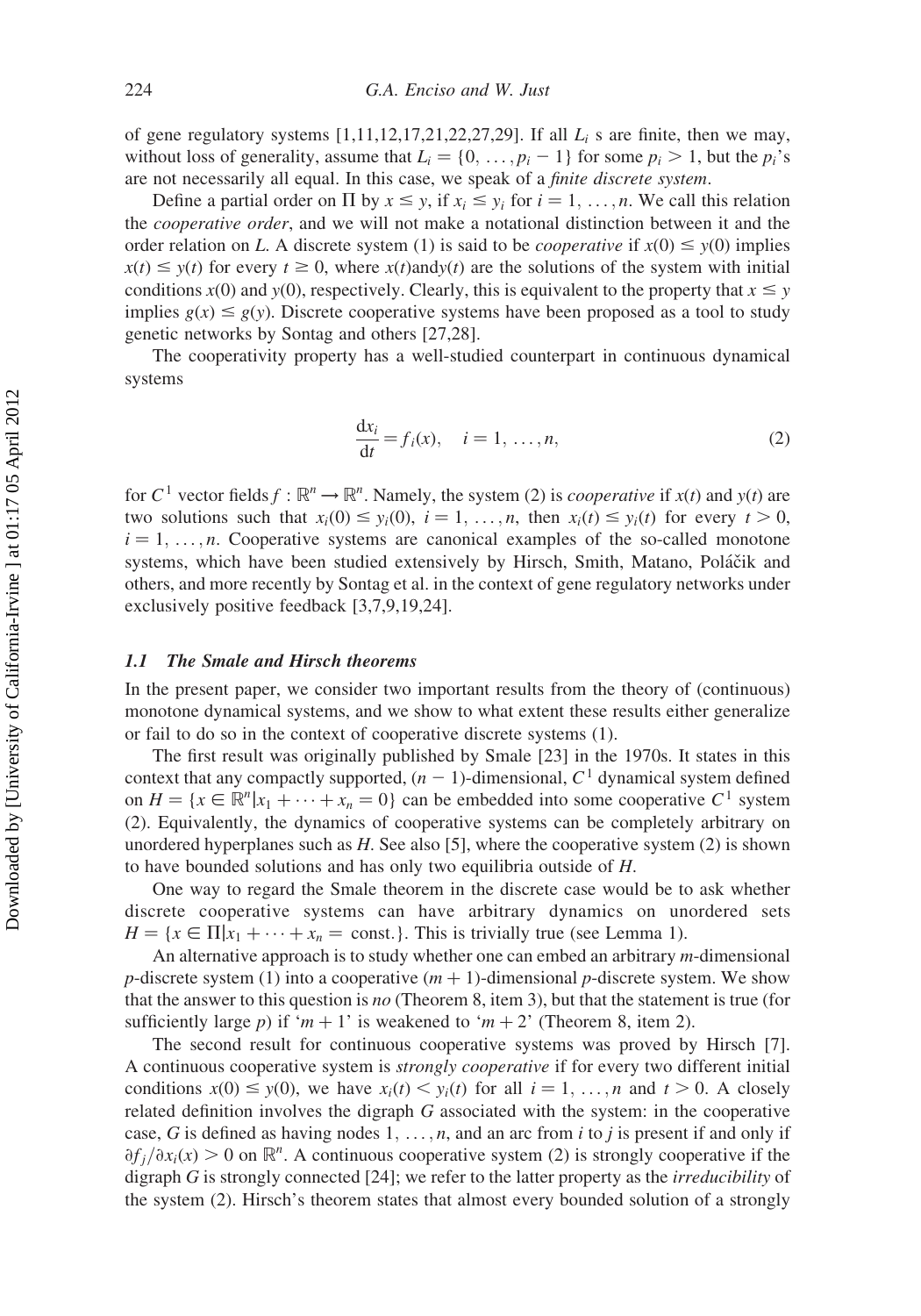of gene regulatory systems [1,11,12,17,21,22,27,29]. If all $L_i$ s are finite, then we may, without loss of generality, assume that $L_i = \{0, \ldots, p_i - 1\}$ for some $p_i > 1$, but the $p_i$'s are not necessarily all equal. In this case, we speak of a *finite discrete system*.

Define a partial order on $\Pi$ by $x \leq y$, if $x_i \leq y_i$ for $i = 1, \ldots, n$. We call this relation the *cooperative order*, and we will not make a notational distinction between it and the order relation on $L$. A discrete system (1) is said to be *cooperative* if $x(0) \leq y(0)$ implies $x(t) \leq y(t)$ for every $t \geq 0$, where $x(t)$and$y(t)$ are the solutions of the system with initial conditions $x(0)$ and $y(0)$, respectively. Clearly, this is equivalent to the property that $x \leq y$ implies $g(x) \leq g(y)$. Discrete cooperative systems have been proposed as a tool to study genetic networks by Sontag and others [27,28].

The cooperativity property has a well-studied counterpart in continuous dynamical systems

$$\frac{\mathrm{d}x_i}{\mathrm{d}t} = f_i(x), \quad i = 1, \ldots, n, \tag{2}$$

for $C^1$ vector fields $f : \mathbb{R}^n \to \mathbb{R}^n$. Namely, the system (2) is *cooperative* if $x(t)$ and $y(t)$ are two solutions such that $x_i(0) \leq y_i(0)$, $i = 1, \ldots, n$, then $x_i(t) \leq y_i(t)$ for every $t > 0$, $i = 1, \ldots, n$. Cooperative systems are canonical examples of the so-called monotone systems, which have been studied extensively by Hirsch, Smith, Matano, Poláčik and others, and more recently by Sontag et al. in the context of gene regulatory networks under exclusively positive feedback [3,7,9,19,24].

### 1.1 The Smale and Hirsch theorems

In the present paper, we consider two important results from the theory of (continuous) monotone dynamical systems, and we show to what extent these results either generalize or fail to do so in the context of cooperative discrete systems (1).

The first result was originally published by Smale [23] in the 1970s. It states in this context that any compactly supported, $(n - 1)$-dimensional, $C^1$ dynamical system defined on $H = \{x \in \mathbb{R}^n | x_1 + \cdots + x_n = 0\}$ can be embedded into some cooperative $C^1$ system (2). Equivalently, the dynamics of cooperative systems can be completely arbitrary on unordered hyperplanes such as $H$. See also [5], where the cooperative system (2) is shown to have bounded solutions and has only two equilibria outside of $H$.

One way to regard the Smale theorem in the discrete case would be to ask whether discrete cooperative systems can have arbitrary dynamics on unordered sets $H = \{x \in \Pi | x_1 + \cdots + x_n = \text{const.}\}$. This is trivially true (see Lemma 1).

An alternative approach is to study whether one can embed an arbitrary $m$-dimensional $p$-discrete system (1) into a cooperative $(m + 1)$-dimensional $p$-discrete system. We show that the answer to this question is *no* (Theorem 8, item 3), but that the statement is true (for sufficiently large $p$) if '$m + 1$' is weakened to '$m + 2$' (Theorem 8, item 2).

The second result for continuous cooperative systems was proved by Hirsch [7]. A continuous cooperative system is *strongly cooperative* if for every two different initial conditions $x(0) \leq y(0)$, we have $x_i(t) < y_i(t)$ for all $i = 1, \ldots, n$ and $t > 0$. A closely related definition involves the digraph $G$ associated with the system: in the cooperative case, $G$ is defined as having nodes $1, \ldots, n$, and an arc from $i$ to $j$ is present if and only if $\partial f_j / \partial x_i(x) > 0$ on $\mathbb{R}^n$. A continuous cooperative system (2) is strongly cooperative if the digraph $G$ is strongly connected [24]; we refer to the latter property as the *irreducibility* of the system (2). Hirsch's theorem states that almost every bounded solution of a strongly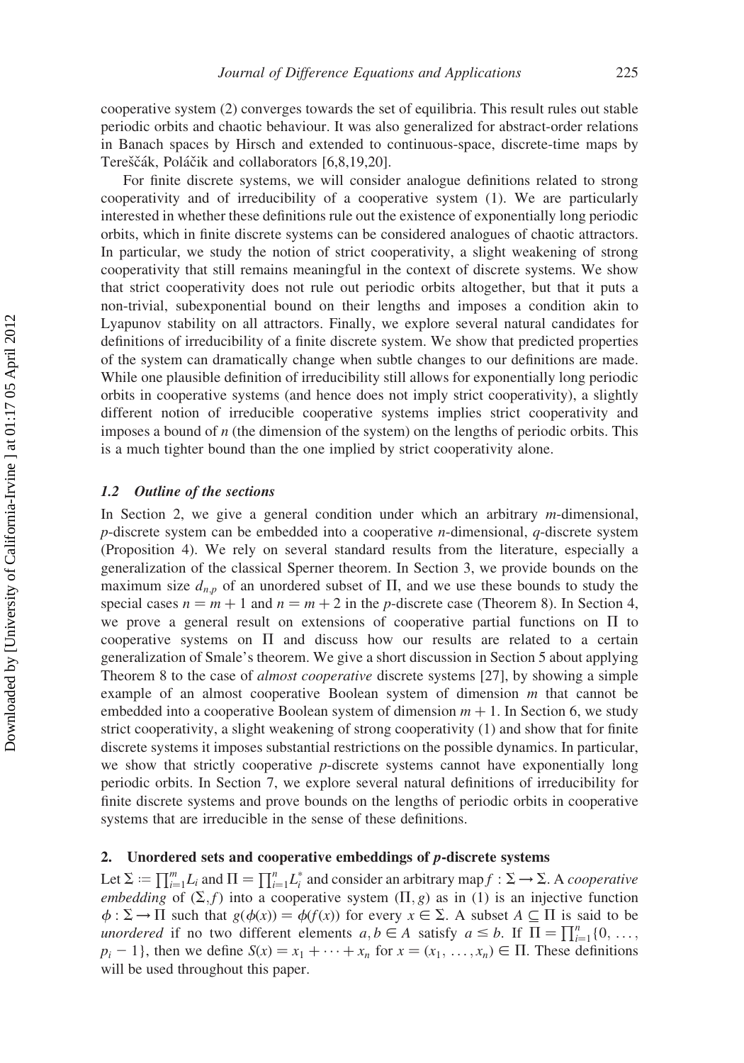cooperative system (2) converges towards the set of equilibria. This result rules out stable periodic orbits and chaotic behaviour. It was also generalized for abstract-order relations in Banach spaces by Hirsch and extended to continuous-space, discrete-time maps by Tereščák, Poláčik and collaborators [6,8,19,20].

For finite discrete systems, we will consider analogue definitions related to strong cooperativity and of irreducibility of a cooperative system (1). We are particularly interested in whether these definitions rule out the existence of exponentially long periodic orbits, which in finite discrete systems can be considered analogues of chaotic attractors. In particular, we study the notion of strict cooperativity, a slight weakening of strong cooperativity that still remains meaningful in the context of discrete systems. We show that strict cooperativity does not rule out periodic orbits altogether, but that it puts a non-trivial, subexponential bound on their lengths and imposes a condition akin to Lyapunov stability on all attractors. Finally, we explore several natural candidates for definitions of irreducibility of a finite discrete system. We show that predicted properties of the system can dramatically change when subtle changes to our definitions are made. While one plausible definition of irreducibility still allows for exponentially long periodic orbits in cooperative systems (and hence does not imply strict cooperativity), a slightly different notion of irreducible cooperative systems implies strict cooperativity and imposes a bound of $n$ (the dimension of the system) on the lengths of periodic orbits. This is a much tighter bound than the one implied by strict cooperativity alone.

### 1.2 Outline of the sections

In Section 2, we give a general condition under which an arbitrary $m$-dimensional, $p$-discrete system can be embedded into a cooperative $n$-dimensional, $q$-discrete system (Proposition 4). We rely on several standard results from the literature, especially a generalization of the classical Sperner theorem. In Section 3, we provide bounds on the maximum size $d_{n,p}$ of an unordered subset of $\Pi$, and we use these bounds to study the special cases $n = m + 1$ and $n = m + 2$ in the $p$-discrete case (Theorem 8). In Section 4, we prove a general result on extensions of cooperative partial functions on $\Pi$ to cooperative systems on $\Pi$ and discuss how our results are related to a certain generalization of Smale's theorem. We give a short discussion in Section 5 about applying Theorem 8 to the case of *almost cooperative* discrete systems [27], by showing a simple example of an almost cooperative Boolean system of dimension $m$ that cannot be embedded into a cooperative Boolean system of dimension $m + 1$. In Section 6, we study strict cooperativity, a slight weakening of strong cooperativity (1) and show that for finite discrete systems it imposes substantial restrictions on the possible dynamics. In particular, we show that strictly cooperative $p$-discrete systems cannot have exponentially long periodic orbits. In Section 7, we explore several natural definitions of irreducibility for finite discrete systems and prove bounds on the lengths of periodic orbits in cooperative systems that are irreducible in the sense of these definitions.

## 2. Unordered sets and cooperative embeddings of $p$-discrete systems

Let $\Sigma := \prod_{i=1}^{m} L_i$ and $\Pi = \prod_{i=1}^{n} L_i^*$ and consider an arbitrary map $f : \Sigma \to \Sigma$. A *cooperative embedding* of $(\Sigma, f)$ into a cooperative system $(\Pi, g)$ as in (1) is an injective function $\phi : \Sigma \to \Pi$ such that $g(\phi(x)) = \phi(f(x))$ for every $x \in \Sigma$. A subset $A \subseteq \Pi$ is said to be *unordered* if no two different elements $a, b \in A$ satisfy $a \leq b$. If $\Pi = \prod_{i=1}^{n} \{0, \ldots, p_i - 1\}$, then we define $S(x) = x_1 + \cdots + x_n$ for $x = (x_1, \ldots, x_n) \in \Pi$. These definitions will be used throughout this paper.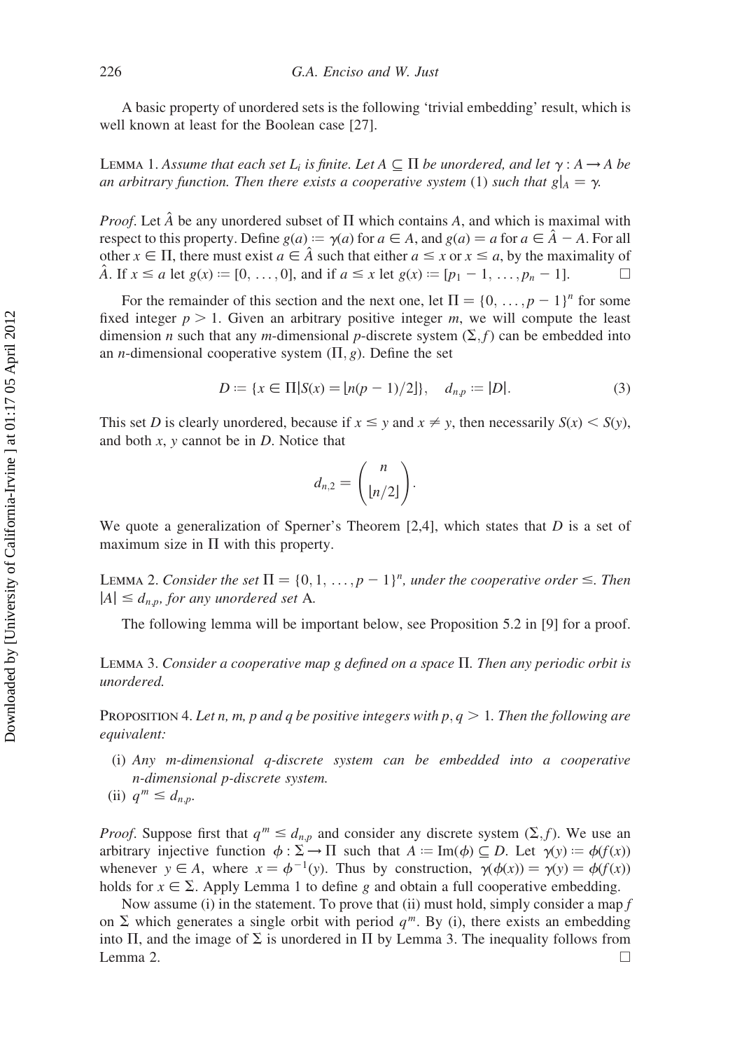A basic property of unordered sets is the following 'trivial embedding' result, which is well known at least for the Boolean case [27].

Lemma 1. *Assume that each set $L_i$ is finite. Let $A \subseteq \Pi$ be unordered, and let $\gamma : A \rightarrow A$ be an arbitrary function. Then there exists a cooperative system* (1) *such that $g|_A = \gamma$.*

*Proof*. Let $\hat{A}$ be any unordered subset of $\Pi$ which contains $A$, and which is maximal with respect to this property. Define $g(a) := \gamma(a)$ for $a \in A$, and $g(a) = a$ for $a \in \hat{A} - A$. For all other $x \in \Pi$, there must exist $a \in \hat{A}$ such that either $a \leq x$ or $x \leq a$, by the maximality of $\hat{A}$. If $x \leq a$ let $g(x) := [0, \ldots, 0]$, and if $a \leq x$ let $g(x) := [p_1 - 1, \ldots, p_n - 1]$. □

For the remainder of this section and the next one, let $\Pi = \{0, \ldots, p-1\}^n$ for some fixed integer $p > 1$. Given an arbitrary positive integer $m$, we will compute the least dimension $n$ such that any $m$-dimensional $p$-discrete system $(\Sigma, f)$ can be embedded into an $n$-dimensional cooperative system $(\Pi, g)$. Define the set

$$D := \{x \in \Pi | S(x) = \lfloor n(p-1)/2 \rfloor\}, \quad d_{n,p} := |D|. \tag{3}$$

This set $D$ is clearly unordered, because if $x \leq y$ and $x \neq y$, then necessarily $S(x) < S(y)$, and both $x$, $y$ cannot be in $D$. Notice that

$$d_{n,2} = \binom{n}{\lfloor n/2 \rfloor}.$$

We quote a generalization of Sperner's Theorem [2,4], which states that $D$ is a set of maximum size in $\Pi$ with this property.

Lemma 2. *Consider the set $\Pi = \{0, 1, \ldots, p-1\}^n$, under the cooperative order $\leq$. Then $|A| \leq d_{n,p}$, for any unordered set* A.

The following lemma will be important below, see Proposition 5.2 in [9] for a proof.

Lemma 3. *Consider a cooperative map $g$ defined on a space $\Pi$. Then any periodic orbit is unordered.*

Proposition 4. *Let $n$, $m$, $p$ and $q$ be positive integers with $p, q > 1$. Then the following are equivalent:*

- (i) *Any $m$-dimensional $q$-discrete system can be embedded into a cooperative $n$-dimensional $p$-discrete system.*
- (ii) $q^m \leq d_{n,p}$.

*Proof*. Suppose first that $q^m \leq d_{n,p}$ and consider any discrete system $(\Sigma, f)$. We use an arbitrary injective function $\phi : \Sigma \rightarrow \Pi$ such that $A := \mathrm{Im}(\phi) \subseteq D$. Let $\gamma(y) := \phi(f(x))$ whenever $y \in A$, where $x = \phi^{-1}(y)$. Thus by construction, $\gamma(\phi(x)) = \gamma(y) = \phi(f(x))$ holds for $x \in \Sigma$. Apply Lemma 1 to define $g$ and obtain a full cooperative embedding.

Now assume (i) in the statement. To prove that (ii) must hold, simply consider a map $f$ on $\Sigma$ which generates a single orbit with period $q^m$. By (i), there exists an embedding into $\Pi$, and the image of $\Sigma$ is unordered in $\Pi$ by Lemma 3. The inequality follows from Lemma 2. □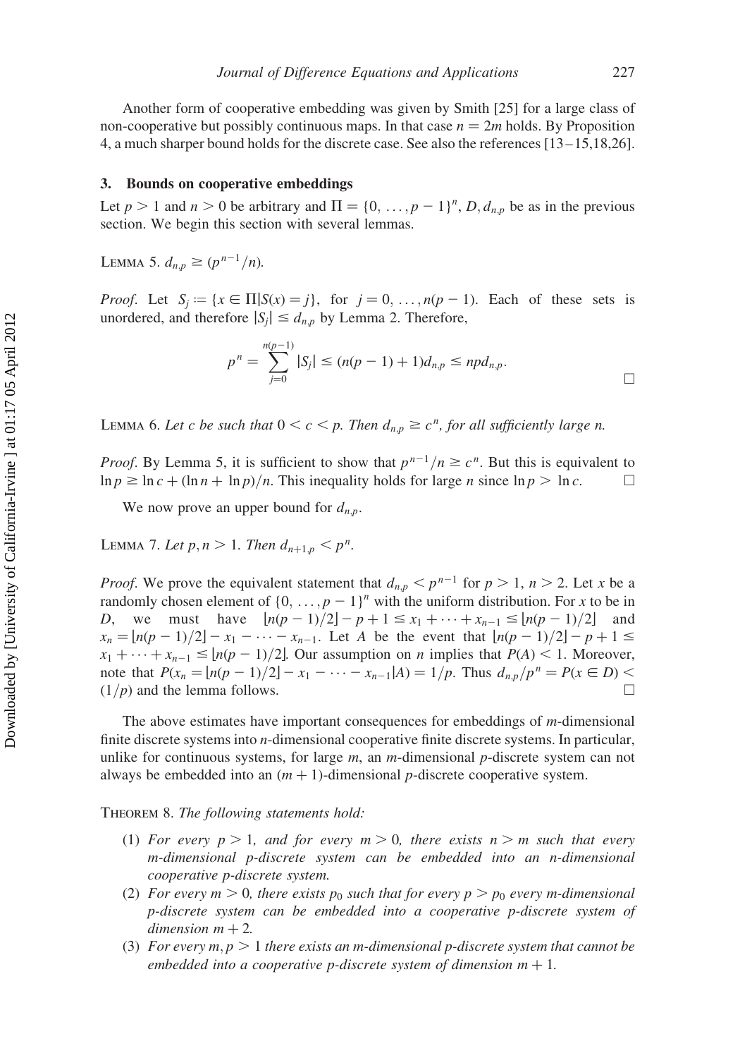Another form of cooperative embedding was given by Smith [25] for a large class of non-cooperative but possibly continuous maps. In that case $n = 2m$ holds. By Proposition 4, a much sharper bound holds for the discrete case. See also the references [13–15,18,26].

## 3. Bounds on cooperative embeddings

Let $p > 1$ and $n > 0$ be arbitrary and $\Pi = \{0, \ldots, p-1\}^n$, $D, d_{n,p}$ be as in the previous section. We begin this section with several lemmas.

**Lemma 5.** *$d_{n,p} \geq (p^{n-1}/n)$.*

*Proof.* Let $S_j := \{x \in \Pi | S(x) = j\}$, for $j = 0, \ldots, n(p-1)$. Each of these sets is unordered, and therefore $|S_j| \leq d_{n,p}$ by Lemma 2. Therefore,

$$p^n = \sum_{j=0}^{n(p-1)} |S_j| \leq (n(p-1)+1)d_{n,p} \leq npd_{n,p}.$$

□

**Lemma 6.** *Let $c$ be such that $0 < c < p$. Then $d_{n,p} \geq c^n$, for all sufficiently large $n$.*

*Proof.* By Lemma 5, it is sufficient to show that $p^{n-1}/n \geq c^n$. But this is equivalent to $\ln p \geq \ln c + (\ln n + \ln p)/n$. This inequality holds for large $n$ since $\ln p > \ln c$. □

We now prove an upper bound for $d_{n,p}$.

**Lemma 7.** *Let $p, n > 1$. Then $d_{n+1,p} < p^n$.*

*Proof.* We prove the equivalent statement that $d_{n,p} < p^{n-1}$ for $p > 1$, $n > 2$. Let $x$ be a randomly chosen element of $\{0, \ldots, p-1\}^n$ with the uniform distribution. For $x$ to be in $D$, we must have $\lfloor n(p-1)/2 \rfloor - p + 1 \leq x_1 + \cdots + x_{n-1} \leq \lfloor n(p-1)/2 \rfloor$ and $x_n = \lfloor n(p-1)/2 \rfloor - x_1 - \cdots - x_{n-1}$. Let $A$ be the event that $\lfloor n(p-1)/2 \rfloor - p + 1 \leq x_1 + \cdots + x_{n-1} \leq \lfloor n(p-1)/2 \rfloor$. Our assumption on $n$ implies that $P(A) < 1$. Moreover, note that $P(x_n = \lfloor n(p-1)/2 \rfloor - x_1 - \cdots - x_{n-1} | A) = 1/p$. Thus $d_{n,p}/p^n = P(x \in D) < (1/p)$ and the lemma follows. □

The above estimates have important consequences for embeddings of $m$-dimensional finite discrete systems into $n$-dimensional cooperative finite discrete systems. In particular, unlike for continuous systems, for large $m$, an $m$-dimensional $p$-discrete system can not always be embedded into an $(m+1)$-dimensional $p$-discrete cooperative system.

**Theorem 8.** *The following statements hold:*

1. *For every $p > 1$, and for every $m > 0$, there exists $n > m$ such that every $m$-dimensional $p$-discrete system can be embedded into an $n$-dimensional cooperative $p$-discrete system.*
2. *For every $m > 0$, there exists $p_0$ such that for every $p > p_0$ every $m$-dimensional $p$-discrete system can be embedded into a cooperative $p$-discrete system of dimension $m + 2$.*
3. *For every $m, p > 1$ there exists an $m$-dimensional $p$-discrete system that cannot be embedded into a cooperative $p$-discrete system of dimension $m + 1$.*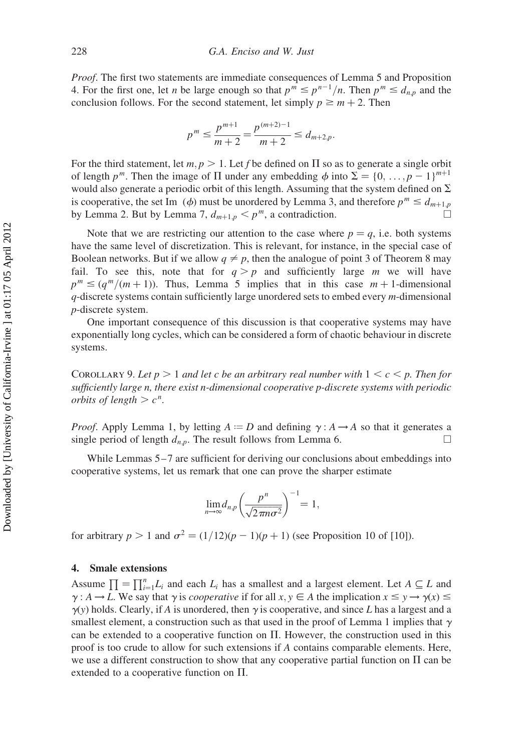*Proof*. The first two statements are immediate consequences of Lemma 5 and Proposition 4. For the first one, let $n$ be large enough so that $p^m \leq p^{n-1}/n$. Then $p^m \leq d_{n,p}$ and the conclusion follows. For the second statement, let simply $p \geq m+2$. Then

$$p^m \leq \frac{p^{m+1}}{m+2} = \frac{p^{(m+2)-1}}{m+2} \leq d_{m+2,p}.$$

For the third statement, let $m, p > 1$. Let $f$ be defined on $\Pi$ so as to generate a single orbit of length $p^m$. Then the image of $\Pi$ under any embedding $\phi$ into $\Sigma = \{0, \ldots, p-1\}^{m+1}$ would also generate a periodic orbit of this length. Assuming that the system defined on $\Sigma$ is cooperative, the set Im $(\phi)$ must be unordered by Lemma 3, and therefore $p^m \leq d_{m+1,p}$ by Lemma 2. But by Lemma 7, $d_{m+1,p} < p^m$, a contradiction. □

Note that we are restricting our attention to the case where $p = q$, i.e. both systems have the same level of discretization. This is relevant, for instance, in the special case of Boolean networks. But if we allow $q \neq p$, then the analogue of point 3 of Theorem 8 may fail. To see this, note that for $q > p$ and sufficiently large $m$ we will have $p^m \leq (q^m/(m+1))$. Thus, Lemma 5 implies that in this case $m+1$-dimensional $q$-discrete systems contain sufficiently large unordered sets to embed every $m$-dimensional $p$-discrete system.

One important consequence of this discussion is that cooperative systems may have exponentially long cycles, which can be considered a form of chaotic behaviour in discrete systems.

COROLLARY 9. *Let $p > 1$ and let $c$ be an arbitrary real number with $1 < c < p$. Then for sufficiently large $n$, there exist $n$-dimensional cooperative $p$-discrete systems with periodic orbits of length $> c^n$.*

*Proof*. Apply Lemma 1, by letting $A := D$ and defining $\gamma : A \to A$ so that it generates a single period of length $d_{n,p}$. The result follows from Lemma 6. □

While Lemmas 5–7 are sufficient for deriving our conclusions about embeddings into cooperative systems, let us remark that one can prove the sharper estimate

$$\lim_{n \to \infty} d_{n,p} \left( \frac{p^n}{\sqrt{2\pi n \sigma^2}} \right)^{-1} = 1,$$

for arbitrary $p > 1$ and $\sigma^2 = (1/12)(p-1)(p+1)$ (see Proposition 10 of [10]).

## 4. Smale extensions

Assume $\prod = \prod_{i=1}^{n} L_i$ and each $L_i$ has a smallest and a largest element. Let $A \subseteq L$ and $\gamma : A \to L$. We say that $\gamma$ is *cooperative* if for all $x, y \in A$ the implication $x \leq y \to \gamma(x) \leq \gamma(y)$ holds. Clearly, if $A$ is unordered, then $\gamma$ is cooperative, and since $L$ has a largest and a smallest element, a construction such as that used in the proof of Lemma 1 implies that $\gamma$ can be extended to a cooperative function on $\Pi$. However, the construction used in this proof is too crude to allow for such extensions if $A$ contains comparable elements. Here, we use a different construction to show that any cooperative partial function on $\Pi$ can be extended to a cooperative function on $\Pi$.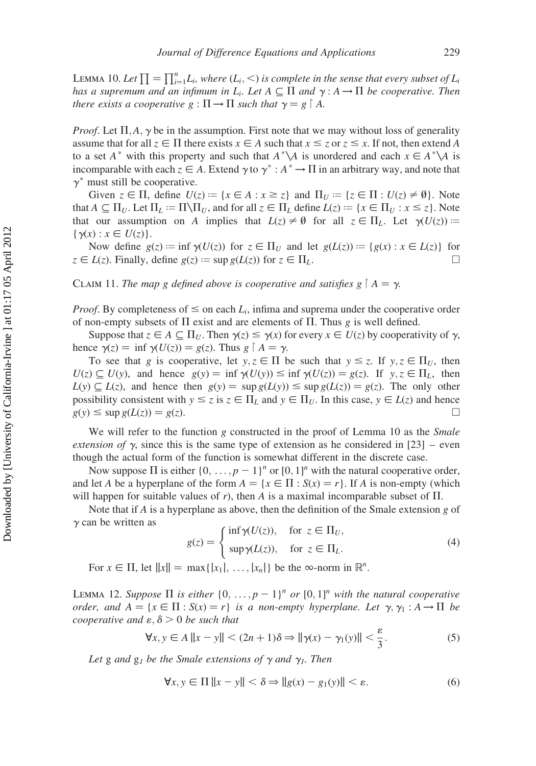LEMMA 10. *Let $\prod = \prod_{i=1}^{n} L_i$, where $(L_i, <)$ is complete in the sense that every subset of $L_i$ has a supremum and an infimum in $L_i$. Let $A \subseteq \Pi$ and $\gamma : A \to \Pi$ be cooperative. Then there exists a cooperative $g : \Pi \to \Pi$ such that $\gamma = g \restriction A$.*

*Proof*. Let $\Pi, A, \gamma$ be in the assumption. First note that we may without loss of generality assume that for all $z \in \Pi$ there exists $x \in A$ such that $x \leq z$ or $z \leq x$. If not, then extend $A$ to a set $A^*$ with this property and such that $A^* \backslash A$ is unordered and each $x \in A^* \backslash A$ is incomparable with each $z \in A$. Extend $\gamma$ to $\gamma^* : A^* \to \Pi$ in an arbitrary way, and note that $\gamma^*$ must still be cooperative.

Given $z \in \Pi$, define $U(z) := \{x \in A : x \geq z\}$ and $\Pi_U := \{z \in \Pi : U(z) \neq \emptyset\}$. Note that $A \subseteq \Pi_U$. Let $\Pi_L := \Pi \backslash \Pi_U$, and for all $z \in \Pi_L$ define $L(z) := \{x \in \Pi_U : x \leq z\}$. Note that our assumption on $A$ implies that $L(z) \neq \emptyset$ for all $z \in \Pi_L$. Let $\gamma(U(z)) := \{\gamma(x) : x \in U(z)\}$.

Now define $g(z) := \inf \gamma(U(z))$ for $z \in \Pi_U$ and let $g(L(z)) := \{g(x) : x \in L(z)\}$ for $z \in L(z)$. Finally, define $g(z) := \sup g(L(z))$ for $z \in \Pi_L$. □

CLAIM 11. *The map g defined above is cooperative and satisfies $g \restriction A = \gamma$.*

*Proof*. By completeness of $\leq$ on each $L_i$, infima and suprema under the cooperative order of non-empty subsets of $\Pi$ exist and are elements of $\Pi$. Thus $g$ is well defined.

Suppose that $z \in A \subseteq \Pi_U$. Then $\gamma(z) \leq \gamma(x)$ for every $x \in U(z)$ by cooperativity of $\gamma$, hence $\gamma(z) = \inf \gamma(U(z)) = g(z)$. Thus $g \restriction A = \gamma$.

To see that $g$ is cooperative, let $y, z \in \Pi$ be such that $y \leq z$. If $y, z \in \Pi_U$, then $U(z) \subseteq U(y)$, and hence $g(y) = \inf \gamma(U(y)) \leq \inf \gamma(U(z)) = g(z)$. If $y, z \in \Pi_L$, then $L(y) \subseteq L(z)$, and hence then $g(y) = \sup g(L(y)) \leq \sup g(L(z)) = g(z)$. The only other possibility consistent with $y \leq z$ is $z \in \Pi_L$ and $y \in \Pi_U$. In this case, $y \in L(z)$ and hence $g(y) \leq \sup g(L(z)) = g(z)$. □

We will refer to the function $g$ constructed in the proof of Lemma 10 as the *Smale extension of* $\gamma$, since this is the same type of extension as he considered in [23] – even though the actual form of the function is somewhat different in the discrete case.

Now suppose $\Pi$ is either $\{0, \ldots, p-1\}^n$ or $[0,1]^n$ with the natural cooperative order, and let $A$ be a hyperplane of the form $A = \{x \in \Pi : S(x) = r\}$. If $A$ is non-empty (which will happen for suitable values of $r$), then $A$ is a maximal incomparable subset of $\Pi$.

Note that if $A$ is a hyperplane as above, then the definition of the Smale extension $g$ of $\gamma$ can be written as

$$g(z) = \begin{cases} \inf \gamma(U(z)), & \text{for } z \in \Pi_U, \\ \sup \gamma(L(z)), & \text{for } z \in \Pi_L. \end{cases} \tag{4}$$

For $x \in \Pi$, let $\|x\| = \max\{|x_1|, \ldots, |x_n|\}$ be the $\infty$-norm in $\mathbb{R}^n$.

LEMMA 12. *Suppose $\Pi$ is either $\{0, \ldots, p-1\}^n$ or $[0,1]^n$ with the natural cooperative order, and $A = \{x \in \Pi : S(x) = r\}$ is a non-empty hyperplane. Let $\gamma, \gamma_1 : A \to \Pi$ be cooperative and $\varepsilon, \delta > 0$ be such that*

$$\forall x, y \in A \, \|x - y\| < (2n+1)\delta \Rightarrow \|\gamma(x) - \gamma_1(y)\| < \frac{\varepsilon}{3}. \tag{5}$$

*Let* g *and* $g_1$ *be the Smale extensions of $\gamma$ and $\gamma_1$. Then*

$$\forall x, y \in \Pi \, \|x - y\| < \delta \Rightarrow \|g(x) - g_1(y)\| < \varepsilon. \tag{6}$$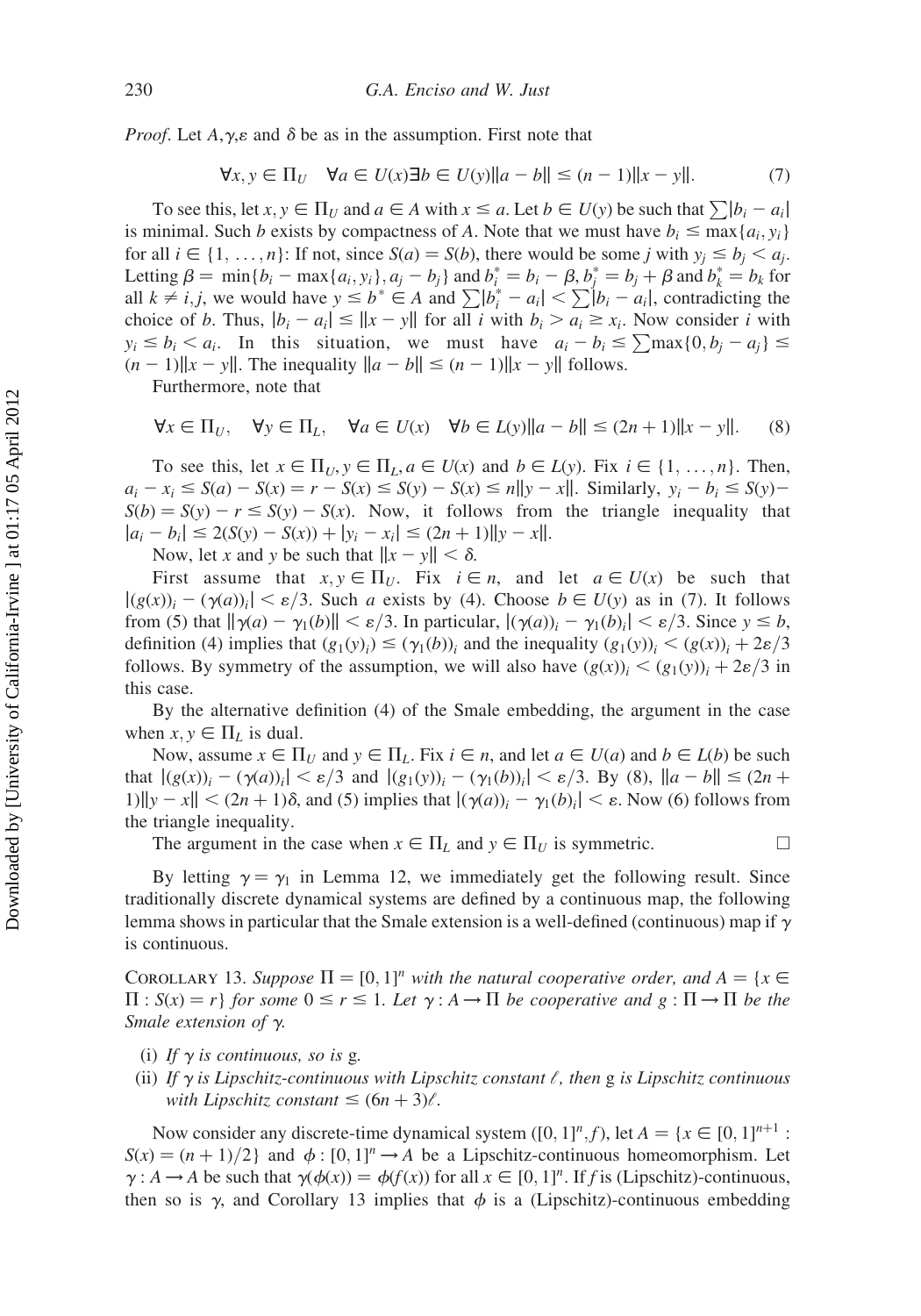*Proof.* Let $A, \gamma, \varepsilon$ and $\delta$ be as in the assumption. First note that

$$\forall x, y \in \Pi_U \quad \forall a \in U(x) \exists b \in U(y) \|a - b\| \leq (n-1)\|x - y\|. \tag{7}$$

To see this, let $x, y \in \Pi_U$ and $a \in A$ with $x \leq a$. Let $b \in U(y)$ be such that $\sum |b_i - a_i|$ is minimal. Such $b$ exists by compactness of $A$. Note that we must have $b_i \leq \max\{a_i, y_i\}$ for all $i \in \{1, \ldots, n\}$: If not, since $S(a) = S(b)$, there would be some $j$ with $y_j \leq b_j < a_j$. Letting $\beta = \min\{b_i - \max\{a_i, y_i\}, a_j - b_j\}$ and $b_i^* = b_i - \beta$, $b_j^* = b_j + \beta$ and $b_k^* = b_k$ for all $k \neq i, j$, we would have $y \leq b^* \in A$ and $\sum |b_i^* - a_i| < \sum |b_i - a_i|$, contradicting the choice of $b$. Thus, $|b_i - a_i| \leq \|x - y\|$ for all $i$ with $b_i > a_i \geq x_i$. Now consider $i$ with $y_i \leq b_i < a_i$. In this situation, we must have $a_i - b_i \leq \sum \max\{0, b_j - a_j\} \leq (n-1)\|x - y\|$. The inequality $\|a - b\| \leq (n-1)\|x - y\|$ follows.

Furthermore, note that

$$\forall x \in \Pi_U, \quad \forall y \in \Pi_L, \quad \forall a \in U(x) \quad \forall b \in L(y) \|a - b\| \leq (2n+1)\|x - y\|. \tag{8}$$

To see this, let $x \in \Pi_U, y \in \Pi_L, a \in U(x)$ and $b \in L(y)$. Fix $i \in \{1, \ldots, n\}$. Then, $a_i - x_i \leq S(a) - S(x) = r - S(x) \leq S(y) - S(x) \leq n\|y - x\|$. Similarly, $y_i - b_i \leq S(y) - S(b) = S(y) - r \leq S(y) - S(x)$. Now, it follows from the triangle inequality that $|a_i - b_i| \leq 2(S(y) - S(x)) + |y_i - x_i| \leq (2n+1)\|y - x\|$.

Now, let $x$ and $y$ be such that $\|x - y\| < \delta$.

First assume that $x, y \in \Pi_U$. Fix $i \in n$, and let $a \in U(x)$ be such that $|(g(x))_i - (\gamma(a))_i| < \varepsilon/3$. Such $a$ exists by (4). Choose $b \in U(y)$ as in (7). It follows from (5) that $\|\gamma(a) - \gamma_1(b)\| < \varepsilon/3$. In particular, $|(\gamma(a))_i - \gamma_1(b)_i| < \varepsilon/3$. Since $y \leq b$, definition (4) implies that $(g_1(y)_i) \leq (\gamma_1(b))_i$ and the inequality $(g_1(y))_i < (g(x))_i + 2\varepsilon/3$ follows. By symmetry of the assumption, we will also have $(g(x))_i < (g_1(y))_i + 2\varepsilon/3$ in this case.

By the alternative definition (4) of the Smale embedding, the argument in the case when $x, y \in \Pi_L$ is dual.

Now, assume $x \in \Pi_U$ and $y \in \Pi_L$. Fix $i \in n$, and let $a \in U(a)$ and $b \in L(b)$ be such that $|(g(x))_i - (\gamma(a))_i| < \varepsilon/3$ and $|(g_1(y))_i - (\gamma_1(b))_i| < \varepsilon/3$. By (8), $\|a - b\| \leq (2n+1)\|y - x\| < (2n+1)\delta$, and (5) implies that $|(\gamma(a))_i - \gamma_1(b)_i| < \varepsilon$. Now (6) follows from the triangle inequality.

The argument in the case when $x \in \Pi_L$ and $y \in \Pi_U$ is symmetric. □

By letting $\gamma = \gamma_1$ in Lemma 12, we immediately get the following result. Since traditionally discrete dynamical systems are defined by a continuous map, the following lemma shows in particular that the Smale extension is a well-defined (continuous) map if $\gamma$ is continuous.

Corollary 13. *Suppose $\Pi = [0,1]^n$ with the natural cooperative order, and $A = \{x \in \Pi : S(x) = r\}$ for some $0 \leq r \leq 1$. Let $\gamma : A \to \Pi$ be cooperative and $g : \Pi \to \Pi$ be the Smale extension of $\gamma$.*

- (i) *If $\gamma$ is continuous, so is* g.
- (ii) *If $\gamma$ is Lipschitz-continuous with Lipschitz constant $\ell$, then* g *is Lipschitz continuous with Lipschitz constant $\leq (6n+3)\ell$.*

Now consider any discrete-time dynamical system $([0,1]^n, f)$, let $A = \{x \in [0,1]^{n+1} : S(x) = (n+1)/2\}$ and $\phi : [0,1]^n \to A$ be a Lipschitz-continuous homeomorphism. Let $\gamma : A \to A$ be such that $\gamma(\phi(x)) = \phi(f(x))$ for all $x \in [0,1]^n$. If $f$ is (Lipschitz)-continuous, then so is $\gamma$, and Corollary 13 implies that $\phi$ is a (Lipschitz)-continuous embedding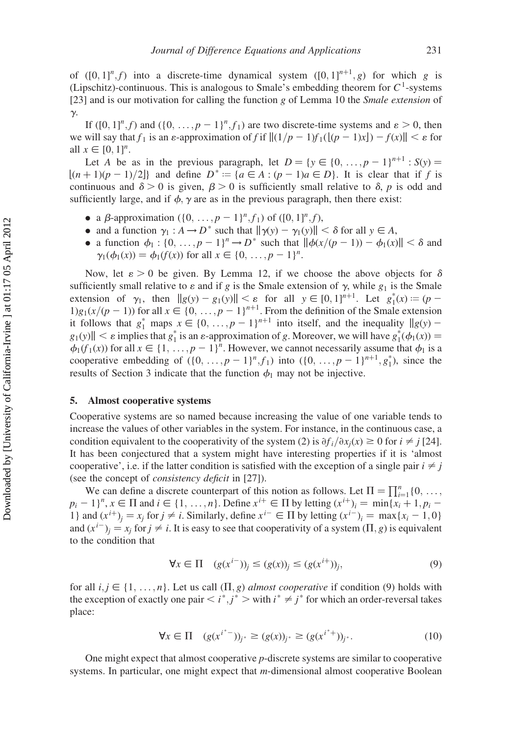of $([0,1]^n, f)$ into a discrete-time dynamical system $([0,1]^{n+1}, g)$ for which $g$ is (Lipschitz)-continuous. This is analogous to Smale's embedding theorem for $C^1$-systems [23] and is our motivation for calling the function $g$ of Lemma 10 the *Smale extension* of $\gamma$.

If $([0,1]^n, f)$ and $(\{0, \ldots, p-1\}^n, f_1)$ are two discrete-time systems and $\varepsilon > 0$, then we will say that $f_1$ is an $\varepsilon$-approximation of $f$ if $\|(1/p-1)f_1(\lfloor (p-1)x \rfloor) - f(x)\| < \varepsilon$ for all $x \in [0,1]^n$.

Let $A$ be as in the previous paragraph, let $D = \{y \in \{0, \ldots, p-1\}^{n+1} : S(y) = \lfloor (n+1)(p-1)/2 \rfloor\}$ and define $D^* := \{a \in A : (p-1)a \in D\}$. It is clear that if $f$ is continuous and $\delta > 0$ is given, $\beta > 0$ is sufficiently small relative to $\delta$, $p$ is odd and sufficiently large, and if $\phi, \gamma$ are as in the previous paragraph, then there exist:

- a $\beta$-approximation $(\{0, \ldots, p-1\}^n, f_1)$ of $([0,1]^n, f)$,
- and a function $\gamma_1 : A \to D^*$ such that $\|\gamma(y) - \gamma_1(y)\| < \delta$ for all $y \in A$,
- a function $\phi_1 : \{0, \ldots, p-1\}^n \to D^*$ such that $\|\phi(x/(p-1)) - \phi_1(x)\| < \delta$ and $\gamma_1(\phi_1(x)) = \phi_1(f(x))$ for all $x \in \{0, \ldots, p-1\}^n$.

Now, let $\varepsilon > 0$ be given. By Lemma 12, if we choose the above objects for $\delta$ sufficiently small relative to $\varepsilon$ and if $g$ is the Smale extension of $\gamma$, while $g_1$ is the Smale extension of $\gamma_1$, then $\|g(y) - g_1(y)\| < \varepsilon$ for all $y \in [0,1]^{n+1}$. Let $g_1^*(x) := (p-1)g_1(x/(p-1))$ for all $x \in \{0, \ldots, p-1\}^{n+1}$. From the definition of the Smale extension it follows that $g_1^*$ maps $x \in \{0, \ldots, p-1\}^{n+1}$ into itself, and the inequality $\|g(y) - g_1(y)\| < \varepsilon$ implies that $g_1^*$ is an $\varepsilon$-approximation of $g$. Moreover, we will have $g_1^*(\phi_1(x)) = \phi_1(f_1(x))$ for all $x \in \{1, \ldots, p-1\}^n$. However, we cannot necessarily assume that $\phi_1$ is a cooperative embedding of $(\{0, \ldots, p-1\}^n, f_1)$ into $(\{0, \ldots, p-1\}^{n+1}, g_1^*)$, since the results of Section 3 indicate that the function $\phi_1$ may not be injective.

## 5. Almost cooperative systems

Cooperative systems are so named because increasing the value of one variable tends to increase the values of other variables in the system. For instance, in the continuous case, a condition equivalent to the cooperativity of the system (2) is $\partial f_i / \partial x_j(x) \geq 0$ for $i \neq j$ [24]. It has been conjectured that a system might have interesting properties if it is 'almost cooperative', i.e. if the latter condition is satisfied with the exception of a single pair $i \neq j$ (see the concept of *consistency deficit* in [27]).

We can define a discrete counterpart of this notion as follows. Let $\Pi = \prod_{i=1}^n \{0, \ldots, p_i - 1\}^n$, $x \in \Pi$ and $i \in \{1, \ldots, n\}$. Define $x^{i+} \in \Pi$ by letting $(x^{i+})_i = \min\{x_i + 1, p_i - 1\}$ and $(x^{i+})_j = x_j$ for $j \neq i$. Similarly, define $x^{i-} \in \Pi$ by letting $(x^{i-})_i = \max\{x_i - 1, 0\}$ and $(x^{i-})_j = x_j$ for $j \neq i$. It is easy to see that cooperativity of a system $(\Pi, g)$ is equivalent to the condition that

$$\forall x \in \Pi \quad (g(x^{i-}))_j \leq (g(x))_j \leq (g(x^{i+}))_j, \tag{9}$$

for all $i, j \in \{1, \ldots, n\}$. Let us call $(\Pi, g)$ *almost cooperative* if condition (9) holds with the exception of exactly one pair $< i^*, j^* >$ with $i^* \neq j^*$ for which an order-reversal takes place:

$$\forall x \in \Pi \quad (g(x^{i^*-}))_{j^*} \geq (g(x))_{j^*} \geq (g(x^{i^*+}))_{j^*}. \tag{10}$$

One might expect that almost cooperative $p$-discrete systems are similar to cooperative systems. In particular, one might expect that $m$-dimensional almost cooperative Boolean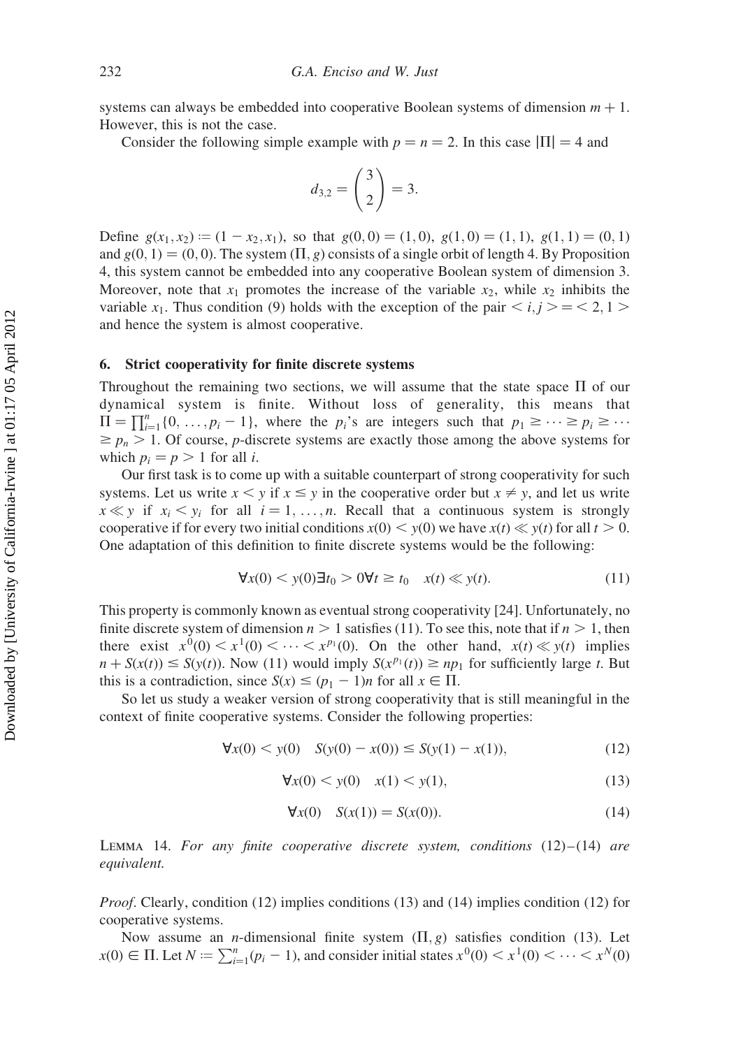systems can always be embedded into cooperative Boolean systems of dimension $m+1$. However, this is not the case.

Consider the following simple example with $p = n = 2$. In this case $|\Pi| = 4$ and

$$d_{3,2} = \binom{3}{2} = 3.$$

Define $g(x_1, x_2) := (1 - x_2, x_1)$, so that $g(0,0) = (1,0)$, $g(1,0) = (1,1)$, $g(1,1) = (0,1)$ and $g(0,1) = (0,0)$. The system $(\Pi, g)$ consists of a single orbit of length 4. By Proposition 4, this system cannot be embedded into any cooperative Boolean system of dimension 3. Moreover, note that $x_1$ promotes the increase of the variable $x_2$, while $x_2$ inhibits the variable $x_1$. Thus condition (9) holds with the exception of the pair $< i, j > = < 2, 1 >$ and hence the system is almost cooperative.

## 6. Strict cooperativity for finite discrete systems

Throughout the remaining two sections, we will assume that the state space $\Pi$ of our dynamical system is finite. Without loss of generality, this means that $\Pi = \prod_{i=1}^{n}\{0, \ldots, p_i - 1\}$, where the $p_i$'s are integers such that $p_1 \geq \cdots \geq p_i \geq \cdots \geq p_n > 1$. Of course, $p$-discrete systems are exactly those among the above systems for which $p_i = p > 1$ for all $i$.

Our first task is to come up with a suitable counterpart of strong cooperativity for such systems. Let us write $x < y$ if $x \leq y$ in the cooperative order but $x \neq y$, and let us write $x \ll y$ if $x_i < y_i$ for all $i = 1, \ldots, n$. Recall that a continuous system is strongly cooperative if for every two initial conditions $x(0) < y(0)$ we have $x(t) \ll y(t)$ for all $t > 0$. One adaptation of this definition to finite discrete systems would be the following:

$$\forall x(0) < y(0) \exists t_0 > 0 \forall t \geq t_0 \quad x(t) \ll y(t). \tag{11}$$

This property is commonly known as eventual strong cooperativity [24]. Unfortunately, no finite discrete system of dimension $n > 1$ satisfies (11). To see this, note that if $n > 1$, then there exist $x^0(0) < x^1(0) < \cdots < x^{p_1}(0)$. On the other hand, $x(t) \ll y(t)$ implies $n + S(x(t)) \leq S(y(t))$. Now (11) would imply $S(x^{p_1}(t)) \geq np_1$ for sufficiently large $t$. But this is a contradiction, since $S(x) \leq (p_1 - 1)n$ for all $x \in \Pi$.

So let us study a weaker version of strong cooperativity that is still meaningful in the context of finite cooperative systems. Consider the following properties:

$$\forall x(0) < y(0) \quad S(y(0) - x(0)) \leq S(y(1) - x(1)), \tag{12}$$

$$\forall x(0) < y(0) \quad x(1) < y(1), \tag{13}$$

$$\forall x(0) \quad S(x(1)) = S(x(0)). \tag{14}$$

Lemma 14. *For any finite cooperative discrete system, conditions* (12)–(14) *are equivalent.*

*Proof*. Clearly, condition (12) implies conditions (13) and (14) implies condition (12) for cooperative systems.

Now assume an $n$-dimensional finite system $(\Pi, g)$ satisfies condition (13). Let $x(0) \in \Pi$. Let $N := \sum_{i=1}^{n}(p_i - 1)$, and consider initial states $x^0(0) < x^1(0) < \cdots < x^N(0)$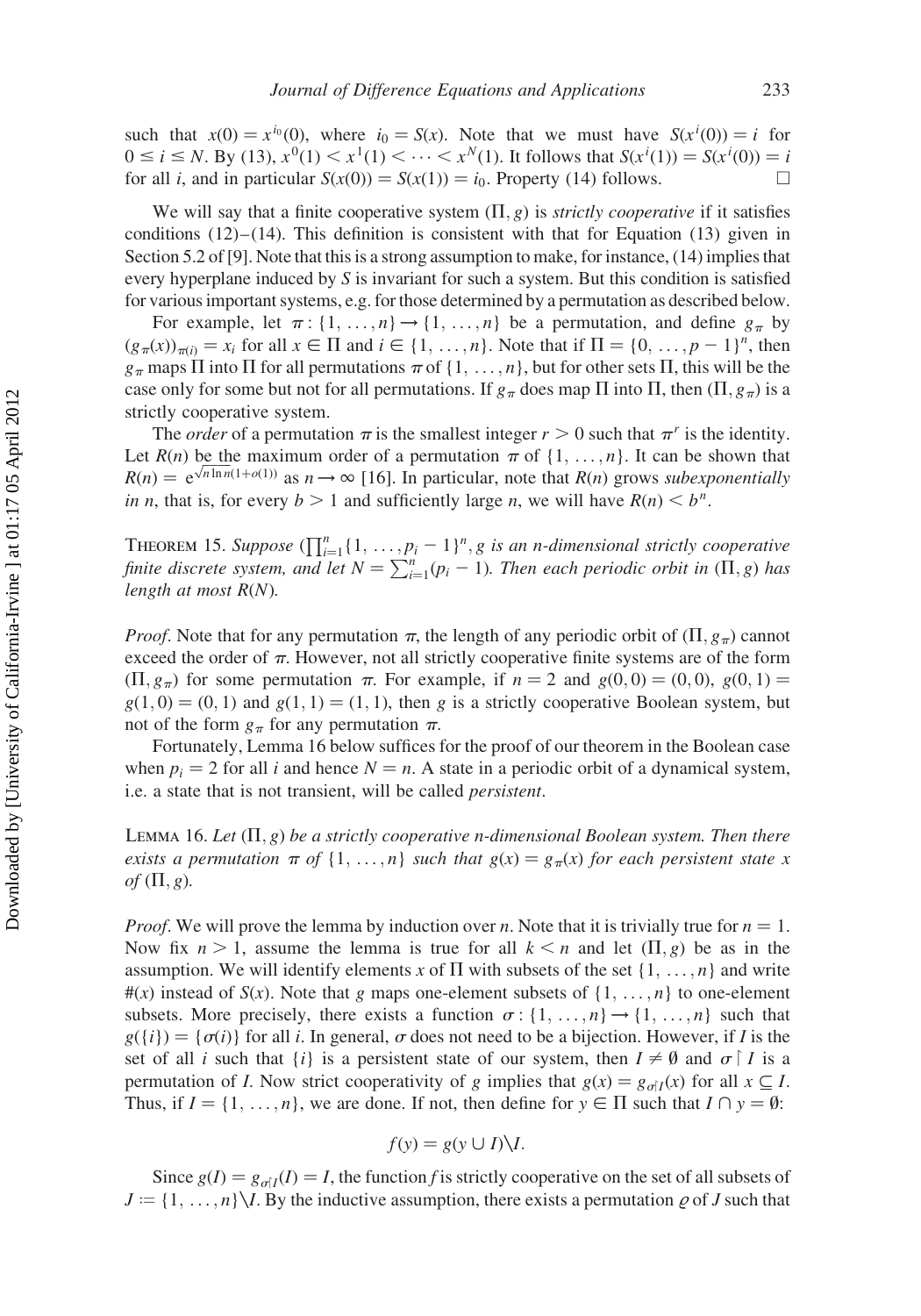such that $x(0) = x^{i_0}(0)$, where $i_0 = S(x)$. Note that we must have $S(x^i(0)) = i$ for $0 \leq i \leq N$. By (13), $x^0(1) < x^1(1) < \cdots < x^N(1)$. It follows that $S(x^i(1)) = S(x^i(0)) = i$ for all $i$, and in particular $S(x(0)) = S(x(1)) = i_0$. Property (14) follows. $\square$

We will say that a finite cooperative system $(\Pi, g)$ is *strictly cooperative* if it satisfies conditions (12)–(14). This definition is consistent with that for Equation (13) given in Section 5.2 of [9]. Note that this is a strong assumption to make, for instance, (14) implies that every hyperplane induced by $S$ is invariant for such a system. But this condition is satisfied for various important systems, e.g. for those determined by a permutation as described below.

For example, let $\pi : \{1, \ldots, n\} \rightarrow \{1, \ldots, n\}$ be a permutation, and define $g_\pi$ by $(g_\pi(x))_{\pi(i)} = x_i$ for all $x \in \Pi$ and $i \in \{1, \ldots, n\}$. Note that if $\Pi = \{0, \ldots, p-1\}^n$, then $g_\pi$ maps $\Pi$ into $\Pi$ for all permutations $\pi$ of $\{1, \ldots, n\}$, but for other sets $\Pi$, this will be the case only for some but not for all permutations. If $g_\pi$ does map $\Pi$ into $\Pi$, then $(\Pi, g_\pi)$ is a strictly cooperative system.

The *order* of a permutation $\pi$ is the smallest integer $r > 0$ such that $\pi^r$ is the identity. Let $R(n)$ be the maximum order of a permutation $\pi$ of $\{1, \ldots, n\}$. It can be shown that $R(n) = e^{\sqrt{n \ln n}(1+o(1))}$ as $n \rightarrow \infty$ [16]. In particular, note that $R(n)$ grows *subexponentially in n*, that is, for every $b > 1$ and sufficiently large $n$, we will have $R(n) < b^n$.

THEOREM 15. *Suppose* $(\prod_{i=1}^n \{1, \ldots, p_i - 1\}^n, g$ *is an n-dimensional strictly cooperative finite discrete system, and let* $N = \sum_{i=1}^n (p_i - 1)$. *Then each periodic orbit in* $(\Pi, g)$ *has length at most* $R(N)$.

*Proof*. Note that for any permutation $\pi$, the length of any periodic orbit of $(\Pi, g_\pi)$ cannot exceed the order of $\pi$. However, not all strictly cooperative finite systems are of the form $(\Pi, g_\pi)$ for some permutation $\pi$. For example, if $n = 2$ and $g(0,0) = (0,0)$, $g(0,1) = g(1,0) = (0,1)$ and $g(1,1) = (1,1)$, then $g$ is a strictly cooperative Boolean system, but not of the form $g_\pi$ for any permutation $\pi$.

Fortunately, Lemma 16 below suffices for the proof of our theorem in the Boolean case when $p_i = 2$ for all $i$ and hence $N = n$. A state in a periodic orbit of a dynamical system, i.e. a state that is not transient, will be called *persistent*.

LEMMA 16. *Let* $(\Pi, g)$ *be a strictly cooperative n-dimensional Boolean system. Then there exists a permutation* $\pi$ *of* $\{1, \ldots, n\}$ *such that* $g(x) = g_\pi(x)$ *for each persistent state* $x$ *of* $(\Pi, g)$.

*Proof*. We will prove the lemma by induction over $n$. Note that it is trivially true for $n = 1$. Now fix $n > 1$, assume the lemma is true for all $k < n$ and let $(\Pi, g)$ be as in the assumption. We will identify elements $x$ of $\Pi$ with subsets of the set $\{1, \ldots, n\}$ and write $\#(x)$ instead of $S(x)$. Note that $g$ maps one-element subsets of $\{1, \ldots, n\}$ to one-element subsets. More precisely, there exists a function $\sigma : \{1, \ldots, n\} \rightarrow \{1, \ldots, n\}$ such that $g(\{i\}) = \{\sigma(i)\}$ for all $i$. In general, $\sigma$ does not need to be a bijection. However, if $I$ is the set of all $i$ such that $\{i\}$ is a persistent state of our system, then $I \neq \emptyset$ and $\sigma \restriction I$ is a permutation of $I$. Now strict cooperativity of $g$ implies that $g(x) = g_{\sigma \restriction I}(x)$ for all $x \subseteq I$. Thus, if $I = \{1, \ldots, n\}$, we are done. If not, then define for $y \in \Pi$ such that $I \cap y = \emptyset$:

$$f(y) = g(y \cup I) \backslash I.$$

Since $g(I) = g_{\sigma \restriction I}(I) = I$, the function $f$ is strictly cooperative on the set of all subsets of $J := \{1, \ldots, n\} \backslash I$. By the inductive assumption, there exists a permutation $\varrho$ of $J$ such that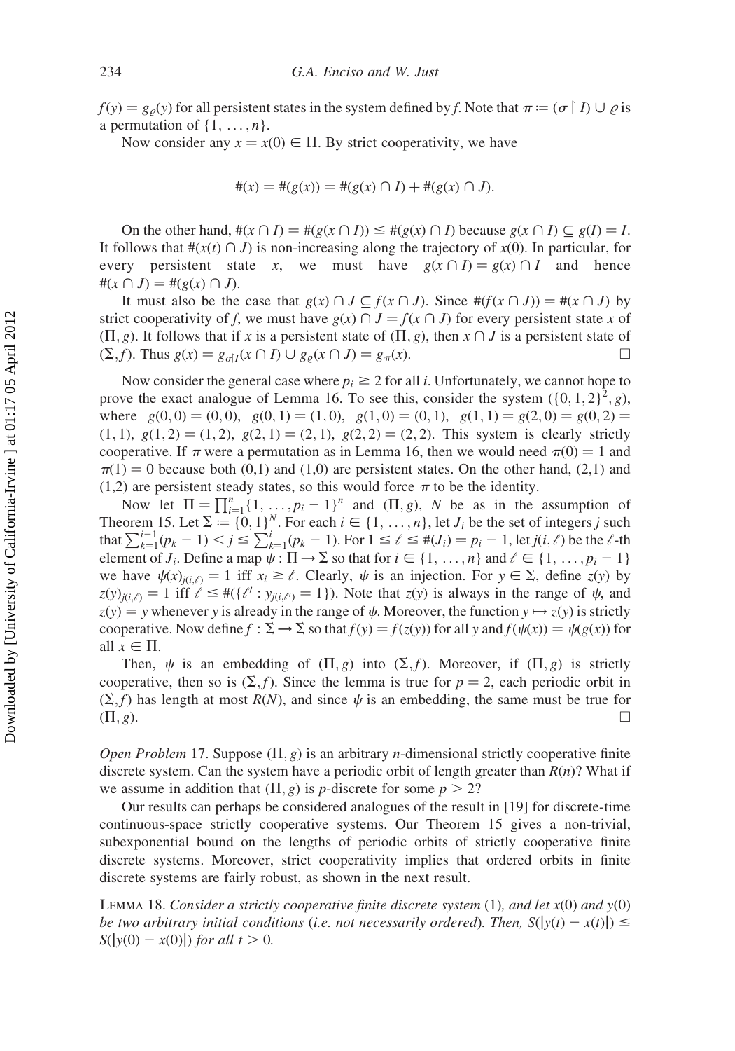$f(y) = g_\varrho(y)$ for all persistent states in the system defined by $f$. Note that $\pi := (\sigma \upharpoonright I) \cup \varrho$ is a permutation of $\{1, \ldots, n\}$.

Now consider any $x = x(0) \in \Pi$. By strict cooperativity, we have

$$\#(x) = \#(g(x)) = \#(g(x) \cap I) + \#(g(x) \cap J).$$

On the other hand, $\#(x \cap I) = \#(g(x \cap I)) \leq \#(g(x) \cap I)$ because $g(x \cap I) \subseteq g(I) = I$. It follows that $\#(x(t) \cap J)$ is non-increasing along the trajectory of $x(0)$. In particular, for every persistent state $x$, we must have $g(x \cap I) = g(x) \cap I$ and hence $\#(x \cap J) = \#(g(x) \cap J)$.

It must also be the case that $g(x) \cap J \subseteq f(x \cap J)$. Since $\#(f(x \cap J)) = \#(x \cap J)$ by strict cooperativity of $f$, we must have $g(x) \cap J = f(x \cap J)$ for every persistent state $x$ of $(\Pi, g)$. It follows that if $x$ is a persistent state of $(\Pi, g)$, then $x \cap J$ is a persistent state of $(\Sigma, f)$. Thus $g(x) = g_{\sigma \upharpoonright I}(x \cap I) \cup g_\varrho(x \cap J) = g_\pi(x)$. □

Now consider the general case where $p_i \geq 2$ for all $i$. Unfortunately, we cannot hope to prove the exact analogue of Lemma 16. To see this, consider the system $(\{0, 1, 2\}^2, g)$, where $g(0, 0) = (0, 0)$, $g(0, 1) = (1, 0)$, $g(1, 0) = (0, 1)$, $g(1, 1) = g(2, 0) = g(0, 2) = (1, 1)$, $g(1, 2) = (1, 2)$, $g(2, 1) = (2, 1)$, $g(2, 2) = (2, 2)$. This system is clearly strictly cooperative. If $\pi$ were a permutation as in Lemma 16, then we would need $\pi(0) = 1$ and $\pi(1) = 0$ because both (0,1) and (1,0) are persistent states. On the other hand, (2,1) and (1,2) are persistent steady states, so this would force $\pi$ to be the identity.

Now let $\Pi = \prod_{i=1}^n \{1, \ldots, p_i - 1\}^n$ and $(\Pi, g)$, $N$ be as in the assumption of Theorem 15. Let $\Sigma := \{0, 1\}^N$. For each $i \in \{1, \ldots, n\}$, let $J_i$ be the set of integers $j$ such that $\sum_{k=1}^{i-1}(p_k - 1) < j \leq \sum_{k=1}^{i}(p_k - 1)$. For $1 \leq \ell \leq \#(J_i) = p_i - 1$, let $j(i, \ell)$ be the $\ell$-th element of $J_i$. Define a map $\psi : \Pi \to \Sigma$ so that for $i \in \{1, \ldots, n\}$ and $\ell \in \{1, \ldots, p_i - 1\}$ we have $\psi(x)_{j(i,\ell)} = 1$ iff $x_i \geq \ell$. Clearly, $\psi$ is an injection. For $y \in \Sigma$, define $z(y)$ by $z(y)_{j(i,\ell)} = 1$ iff $\ell \leq \#(\{\ell' : y_{j(i,\ell')} = 1\})$. Note that $z(y)$ is always in the range of $\psi$, and $z(y) = y$ whenever $y$ is already in the range of $\psi$. Moreover, the function $y \mapsto z(y)$ is strictly cooperative. Now define $f : \Sigma \to \Sigma$ so that $f(y) = f(z(y))$ for all $y$ and $f(\psi(x)) = \psi(g(x))$ for all $x \in \Pi$.

Then, $\psi$ is an embedding of $(\Pi, g)$ into $(\Sigma, f)$. Moreover, if $(\Pi, g)$ is strictly cooperative, then so is $(\Sigma, f)$. Since the lemma is true for $p = 2$, each periodic orbit in $(\Sigma, f)$ has length at most $R(N)$, and since $\psi$ is an embedding, the same must be true for $(\Pi, g)$. □

*Open Problem* 17. Suppose $(\Pi, g)$ is an arbitrary $n$-dimensional strictly cooperative finite discrete system. Can the system have a periodic orbit of length greater than $R(n)$? What if we assume in addition that $(\Pi, g)$ is $p$-discrete for some $p > 2$?

Our results can perhaps be considered analogues of the result in [19] for discrete-time continuous-space strictly cooperative systems. Our Theorem 15 gives a non-trivial, subexponential bound on the lengths of periodic orbits of strictly cooperative finite discrete systems. Moreover, strict cooperativity implies that ordered orbits in finite discrete systems are fairly robust, as shown in the next result.

LEMMA 18. *Consider a strictly cooperative finite discrete system* (1), *and let* $x(0)$ *and* $y(0)$ *be two arbitrary initial conditions* (*i.e. not necessarily ordered*). *Then,* $S(|y(t) - x(t)|) \leq S(|y(0) - x(0)|)$ *for all* $t > 0$.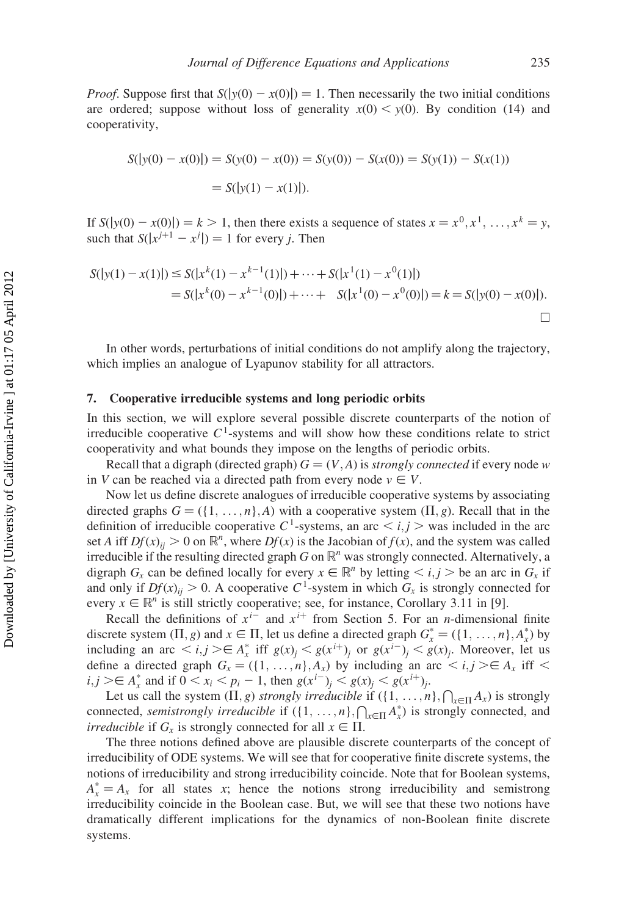*Proof*. Suppose first that $S(|y(0) - x(0)|) = 1$. Then necessarily the two initial conditions are ordered; suppose without loss of generality $x(0) < y(0)$. By condition (14) and cooperativity,

$$S(|y(0) - x(0)|) = S(y(0) - x(0)) = S(y(0)) - S(x(0)) = S(y(1)) - S(x(1))$$
$$= S(|y(1) - x(1)|).$$

If $S(|y(0) - x(0)|) = k > 1$, then there exists a sequence of states $x = x^0, x^1, \ldots, x^k = y$, such that $S(|x^{j+1} - x^j|) = 1$ for every $j$. Then

$$\begin{aligned} S(|y(1) - x(1)|) &\leq S(|x^k(1) - x^{k-1}(1)|) + \cdots + S(|x^1(1) - x^0(1)|) \\ &= S(|x^k(0) - x^{k-1}(0)|) + \cdots + \quad S(|x^1(0) - x^0(0)|) = k = S(|y(0) - x(0)|). \end{aligned}$$

□

In other words, perturbations of initial conditions do not amplify along the trajectory, which implies an analogue of Lyapunov stability for all attractors.

## 7. Cooperative irreducible systems and long periodic orbits

In this section, we will explore several possible discrete counterparts of the notion of irreducible cooperative $C^1$-systems and will show how these conditions relate to strict cooperativity and what bounds they impose on the lengths of periodic orbits.

Recall that a digraph (directed graph) $G = (V, A)$ is *strongly connected* if every node $w$ in $V$ can be reached via a directed path from every node $v \in V$.

Now let us define discrete analogues of irreducible cooperative systems by associating directed graphs $G = (\{1, \ldots, n\}, A)$ with a cooperative system $(\Pi, g)$. Recall that in the definition of irreducible cooperative $C^1$-systems, an arc $< i, j >$ was included in the arc set $A$ iff $Df(x)_{ij} > 0$ on $\mathbb{R}^n$, where $Df(x)$ is the Jacobian of $f(x)$, and the system was called irreducible if the resulting directed graph $G$ on $\mathbb{R}^n$ was strongly connected. Alternatively, a digraph $G_x$ can be defined locally for every $x \in \mathbb{R}^n$ by letting $< i, j >$ be an arc in $G_x$ if and only if $Df(x)_{ij} > 0$. A cooperative $C^1$-system in which $G_x$ is strongly connected for every $x \in \mathbb{R}^n$ is still strictly cooperative; see, for instance, Corollary 3.11 in [9].

Recall the definitions of $x^{i-}$ and $x^{i+}$ from Section 5. For an $n$-dimensional finite discrete system $(\Pi, g)$ and $x \in \Pi$, let us define a directed graph $G_x^* = (\{1, \ldots, n\}, A_x^*)$ by including an arc $< i, j > \in A_x^*$ iff $g(x)_j < g(x^{i+})_j$ or $g(x^{i-})_j < g(x)_j$. Moreover, let us define a directed graph $G_x = (\{1, \ldots, n\}, A_x)$ by including an arc $< i, j > \in A_x$ iff $< i, j > \in A_x^*$ and if $0 < x_i < p_i - 1$, then $g(x^{i-})_j < g(x)_j < g(x^{i+})_j$.

Let us call the system $(\Pi, g)$ *strongly irreducible* if $(\{1, \ldots, n\}, \bigcap_{x \in \Pi} A_x)$ is strongly connected, *semistrongly irreducible* if $(\{1, \ldots, n\}, \bigcap_{x \in \Pi} A_x^*)$ is strongly connected, and *irreducible* if $G_x$ is strongly connected for all $x \in \Pi$.

The three notions defined above are plausible discrete counterparts of the concept of irreducibility of ODE systems. We will see that for cooperative finite discrete systems, the notions of irreducibility and strong irreducibility coincide. Note that for Boolean systems, $A_x^* = A_x$ for all states $x$; hence the notions strong irreducibility and semistrong irreducibility coincide in the Boolean case. But, we will see that these two notions have dramatically different implications for the dynamics of non-Boolean finite discrete systems.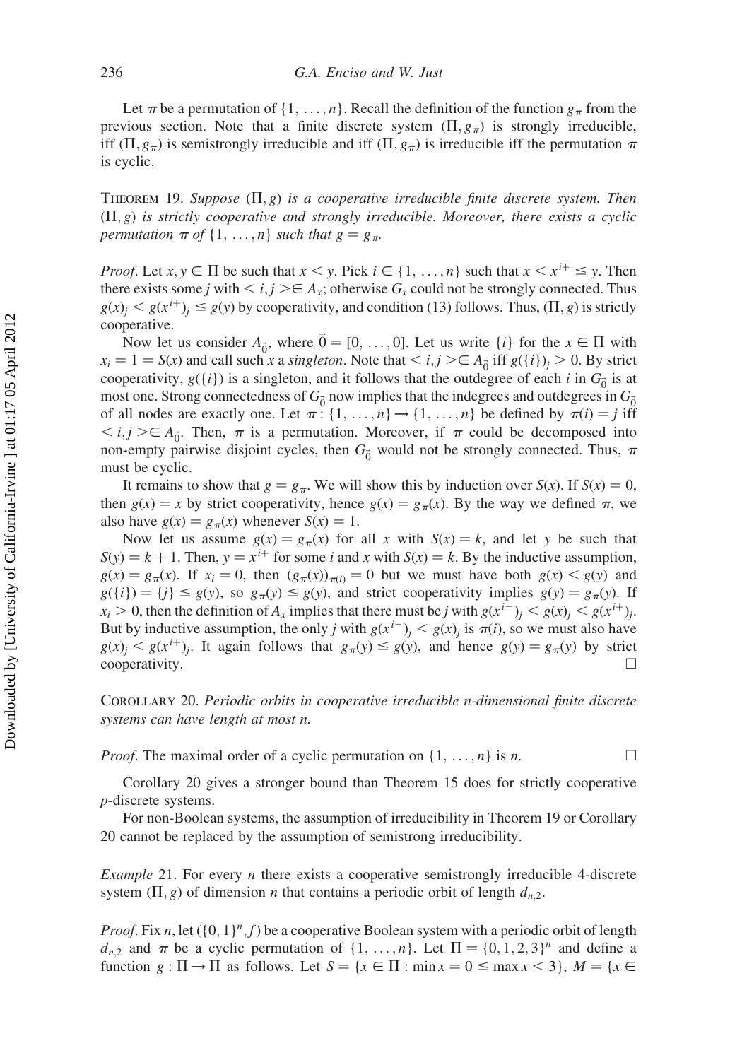Let $\pi$ be a permutation of $\{1, \ldots, n\}$. Recall the definition of the function $g_\pi$ from the previous section. Note that a finite discrete system $(\Pi, g_\pi)$ is strongly irreducible, iff $(\Pi, g_\pi)$ is semistrongly irreducible and iff $(\Pi, g_\pi)$ is irreducible iff the permutation $\pi$ is cyclic.

THEOREM 19. *Suppose* $(\Pi, g)$ *is a cooperative irreducible finite discrete system. Then* $(\Pi, g)$ *is strictly cooperative and strongly irreducible. Moreover, there exists a cyclic permutation* $\pi$ *of* $\{1, \ldots, n\}$ *such that* $g = g_\pi$.

*Proof*. Let $x, y \in \Pi$ be such that $x < y$. Pick $i \in \{1, \ldots, n\}$ such that $x < x^{i+} \leq y$. Then there exists some $j$ with $< i, j > \in A_x$; otherwise $G_x$ could not be strongly connected. Thus $g(x)_j < g(x^{i+})_j \leq g(y)$ by cooperativity, and condition (13) follows. Thus, $(\Pi, g)$ is strictly cooperative.

Now let us consider $A_{\vec{0}}$, where $\vec{0} = [0, \ldots, 0]$. Let us write $\{i\}$ for the $x \in \Pi$ with $x_i = 1 = S(x)$ and call such $x$ a *singleton*. Note that $< i, j > \in A_{\vec{0}}$ iff $g(\{i\})_j > 0$. By strict cooperativity, $g(\{i\})$ is a singleton, and it follows that the outdegree of each $i$ in $G_{\vec{0}}$ is at most one. Strong connectedness of $G_{\vec{0}}$ now implies that the indegrees and outdegrees in $G_{\vec{0}}$ of all nodes are exactly one. Let $\pi : \{1, \ldots, n\} \to \{1, \ldots, n\}$ be defined by $\pi(i) = j$ iff $< i, j > \in A_{\vec{0}}$. Then, $\pi$ is a permutation. Moreover, if $\pi$ could be decomposed into non-empty pairwise disjoint cycles, then $G_{\vec{0}}$ would not be strongly connected. Thus, $\pi$ must be cyclic.

It remains to show that $g = g_\pi$. We will show this by induction over $S(x)$. If $S(x) = 0$, then $g(x) = x$ by strict cooperativity, hence $g(x) = g_\pi(x)$. By the way we defined $\pi$, we also have $g(x) = g_\pi(x)$ whenever $S(x) = 1$.

Now let us assume $g(x) = g_\pi(x)$ for all $x$ with $S(x) = k$, and let $y$ be such that $S(y) = k + 1$. Then, $y = x^{i+}$ for some $i$ and $x$ with $S(x) = k$. By the inductive assumption, $g(x) = g_\pi(x)$. If $x_i = 0$, then $(g_\pi(x))_{\pi(i)} = 0$ but we must have both $g(x) < g(y)$ and $g(\{i\}) = \{j\} \leq g(y)$, so $g_\pi(y) \leq g(y)$, and strict cooperativity implies $g(y) = g_\pi(y)$. If $x_i > 0$, then the definition of $A_x$ implies that there must be $j$ with $g(x^{i-})_j < g(x)_j < g(x^{i+})_j$. But by inductive assumption, the only $j$ with $g(x^{i-})_j < g(x)_j$ is $\pi(i)$, so we must also have $g(x)_j < g(x^{i+})_j$. It again follows that $g_\pi(y) \leq g(y)$, and hence $g(y) = g_\pi(y)$ by strict cooperativity. □

COROLLARY 20. *Periodic orbits in cooperative irreducible n-dimensional finite discrete systems can have length at most n.*

*Proof*. The maximal order of a cyclic permutation on $\{1, \ldots, n\}$ is $n$. □

Corollary 20 gives a stronger bound than Theorem 15 does for strictly cooperative $p$-discrete systems.

For non-Boolean systems, the assumption of irreducibility in Theorem 19 or Corollary 20 cannot be replaced by the assumption of semistrong irreducibility.

*Example* 21. For every $n$ there exists a cooperative semistrongly irreducible 4-discrete system $(\Pi, g)$ of dimension $n$ that contains a periodic orbit of length $d_{n,2}$.

*Proof*. Fix $n$, let $(\{0, 1\}^n, f)$ be a cooperative Boolean system with a periodic orbit of length $d_{n,2}$ and $\pi$ be a cyclic permutation of $\{1, \ldots, n\}$. Let $\Pi = \{0, 1, 2, 3\}^n$ and define a function $g : \Pi \to \Pi$ as follows. Let $S = \{x \in \Pi : \min x = 0 \leq \max x < 3\}$, $M = \{x \in$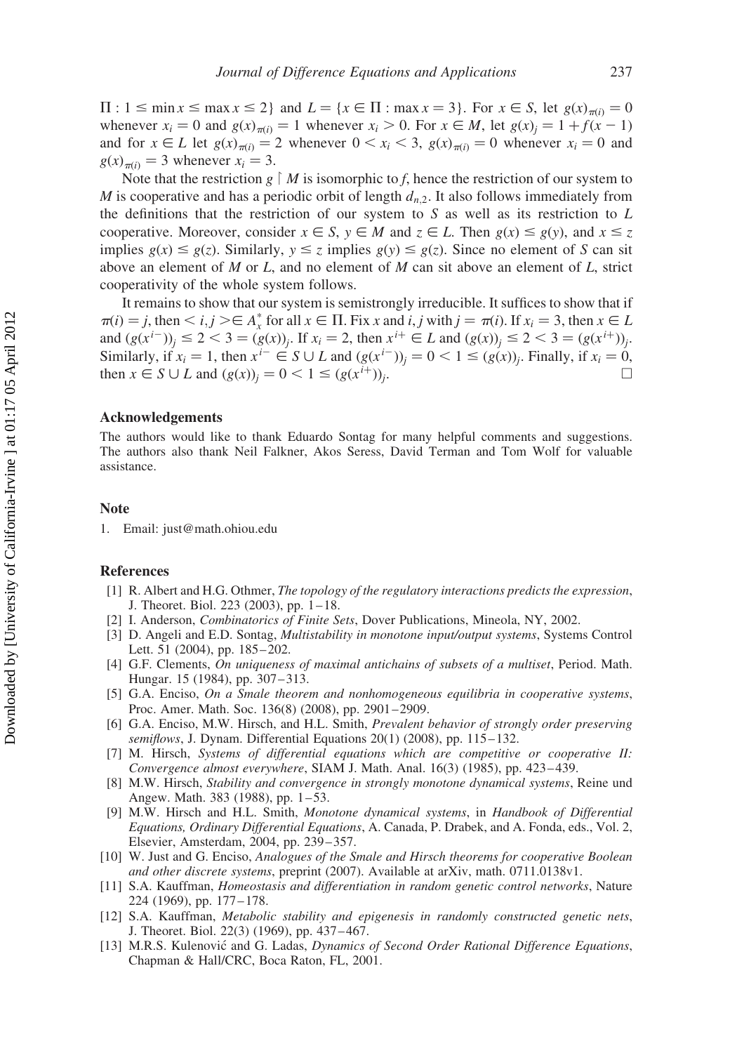$\Pi : 1 \leq \min x \leq \max x \leq 2\}$ and $L = \{x \in \Pi : \max x = 3\}$. For $x \in S$, let $g(x)_{\pi(i)} = 0$ whenever $x_i = 0$ and $g(x)_{\pi(i)} = 1$ whenever $x_i > 0$. For $x \in M$, let $g(x)_j = 1 + f(x - 1)$ and for $x \in L$ let $g(x)_{\pi(i)} = 2$ whenever $0 < x_i < 3$, $g(x)_{\pi(i)} = 0$ whenever $x_i = 0$ and $g(x)_{\pi(i)} = 3$ whenever $x_i = 3$.

Note that the restriction $g \restriction M$ is isomorphic to $f$, hence the restriction of our system to $M$ is cooperative and has a periodic orbit of length $d_{n,2}$. It also follows immediately from the definitions that the restriction of our system to $S$ as well as its restriction to $L$ cooperative. Moreover, consider $x \in S$, $y \in M$ and $z \in L$. Then $g(x) \leq g(y)$, and $x \leq z$ implies $g(x) \leq g(z)$. Similarly, $y \leq z$ implies $g(y) \leq g(z)$. Since no element of $S$ can sit above an element of $M$ or $L$, and no element of $M$ can sit above an element of $L$, strict cooperativity of the whole system follows.

It remains to show that our system is semistrongly irreducible. It suffices to show that if $\pi(i) = j$, then $< i, j > \in A_x^*$ for all $x \in \Pi$. Fix $x$ and $i, j$ with $j = \pi(i)$. If $x_i = 3$, then $x \in L$ and $(g(x^{i-}))_j \leq 2 < 3 = (g(x))_j$. If $x_i = 2$, then $x^{i+} \in L$ and $(g(x))_j \leq 2 < 3 = (g(x^{i+}))_j$. Similarly, if $x_i = 1$, then $x^{i-} \in S \cup L$ and $(g(x^{i-}))_j = 0 < 1 \leq (g(x))_j$. Finally, if $x_i = 0$, then $x \in S \cup L$ and $(g(x))_j = 0 < 1 \leq (g(x^{i+}))_j$. $\square$

## Acknowledgements

The authors would like to thank Eduardo Sontag for many helpful comments and suggestions. The authors also thank Neil Falkner, Akos Seress, David Terman and Tom Wolf for valuable assistance.

## Note

1. Email: just@math.ohiou.edu

## References

[1] R. Albert and H.G. Othmer, *The topology of the regulatory interactions predicts the expression*, J. Theoret. Biol. 223 (2003), pp. 1–18.

[2] I. Anderson, *Combinatorics of Finite Sets*, Dover Publications, Mineola, NY, 2002.

[3] D. Angeli and E.D. Sontag, *Multistability in monotone input/output systems*, Systems Control Lett. 51 (2004), pp. 185–202.

[4] G.F. Clements, *On uniqueness of maximal antichains of subsets of a multiset*, Period. Math. Hungar. 15 (1984), pp. 307–313.

[5] G.A. Enciso, *On a Smale theorem and nonhomogeneous equilibria in cooperative systems*, Proc. Amer. Math. Soc. 136(8) (2008), pp. 2901–2909.

[6] G.A. Enciso, M.W. Hirsch, and H.L. Smith, *Prevalent behavior of strongly order preserving semiflows*, J. Dynam. Differential Equations 20(1) (2008), pp. 115–132.

[7] M. Hirsch, *Systems of differential equations which are competitive or cooperative II: Convergence almost everywhere*, SIAM J. Math. Anal. 16(3) (1985), pp. 423–439.

[8] M.W. Hirsch, *Stability and convergence in strongly monotone dynamical systems*, Reine und Angew. Math. 383 (1988), pp. 1–53.

[9] M.W. Hirsch and H.L. Smith, *Monotone dynamical systems*, in *Handbook of Differential Equations, Ordinary Differential Equations*, A. Canada, P. Drabek, and A. Fonda, eds., Vol. 2, Elsevier, Amsterdam, 2004, pp. 239–357.

[10] W. Just and G. Enciso, *Analogues of the Smale and Hirsch theorems for cooperative Boolean and other discrete systems*, preprint (2007). Available at arXiv, math. 0711.0138v1.

[11] S.A. Kauffman, *Homeostasis and differentiation in random genetic control networks*, Nature 224 (1969), pp. 177–178.

[12] S.A. Kauffman, *Metabolic stability and epigenesis in randomly constructed genetic nets*, J. Theoret. Biol. 22(3) (1969), pp. 437–467.

[13] M.R.S. Kulenović and G. Ladas, *Dynamics of Second Order Rational Difference Equations*, Chapman & Hall/CRC, Boca Raton, FL, 2001.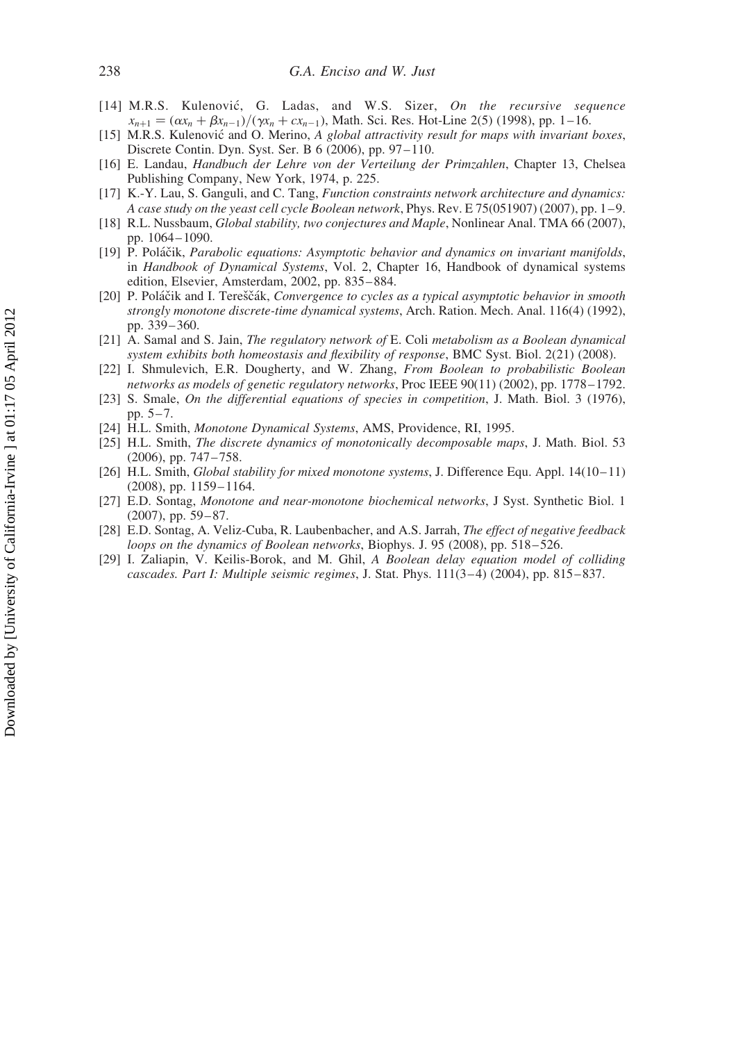[14] M.R.S. Kulenović, G. Ladas, and W.S. Sizer, *On the recursive sequence* $x_{n+1} = (\alpha x_n + \beta x_{n-1})/(\gamma x_n + c x_{n-1})$, Math. Sci. Res. Hot-Line 2(5) (1998), pp. 1–16.

[15] M.R.S. Kulenović and O. Merino, *A global attractivity result for maps with invariant boxes*, Discrete Contin. Dyn. Syst. Ser. B 6 (2006), pp. 97–110.

[16] E. Landau, *Handbuch der Lehre von der Verteilung der Primzahlen*, Chapter 13, Chelsea Publishing Company, New York, 1974, p. 225.

[17] K.-Y. Lau, S. Ganguli, and C. Tang, *Function constraints network architecture and dynamics: A case study on the yeast cell cycle Boolean network*, Phys. Rev. E 75(051907) (2007), pp. 1–9.

[18] R.L. Nussbaum, *Global stability, two conjectures and Maple*, Nonlinear Anal. TMA 66 (2007), pp. 1064–1090.

[19] P. Poláčik, *Parabolic equations: Asymptotic behavior and dynamics on invariant manifolds*, in *Handbook of Dynamical Systems*, Vol. 2, Chapter 16, Handbook of dynamical systems edition, Elsevier, Amsterdam, 2002, pp. 835–884.

[20] P. Poláčik and I. Tereščák, *Convergence to cycles as a typical asymptotic behavior in smooth strongly monotone discrete-time dynamical systems*, Arch. Ration. Mech. Anal. 116(4) (1992), pp. 339–360.

[21] A. Samal and S. Jain, *The regulatory network of* E. Coli *metabolism as a Boolean dynamical system exhibits both homeostasis and flexibility of response*, BMC Syst. Biol. 2(21) (2008).

[22] I. Shmulevich, E.R. Dougherty, and W. Zhang, *From Boolean to probabilistic Boolean networks as models of genetic regulatory networks*, Proc IEEE 90(11) (2002), pp. 1778–1792.

[23] S. Smale, *On the differential equations of species in competition*, J. Math. Biol. 3 (1976), pp. 5–7.

[24] H.L. Smith, *Monotone Dynamical Systems*, AMS, Providence, RI, 1995.

[25] H.L. Smith, *The discrete dynamics of monotonically decomposable maps*, J. Math. Biol. 53 (2006), pp. 747–758.

[26] H.L. Smith, *Global stability for mixed monotone systems*, J. Difference Equ. Appl. 14(10–11) (2008), pp. 1159–1164.

[27] E.D. Sontag, *Monotone and near-monotone biochemical networks*, J Syst. Synthetic Biol. 1 (2007), pp. 59–87.

[28] E.D. Sontag, A. Veliz-Cuba, R. Laubenbacher, and A.S. Jarrah, *The effect of negative feedback loops on the dynamics of Boolean networks*, Biophys. J. 95 (2008), pp. 518–526.

[29] I. Zaliapin, V. Keilis-Borok, and M. Ghil, *A Boolean delay equation model of colliding cascades. Part I: Multiple seismic regimes*, J. Stat. Phys. 111(3–4) (2004), pp. 815–837.